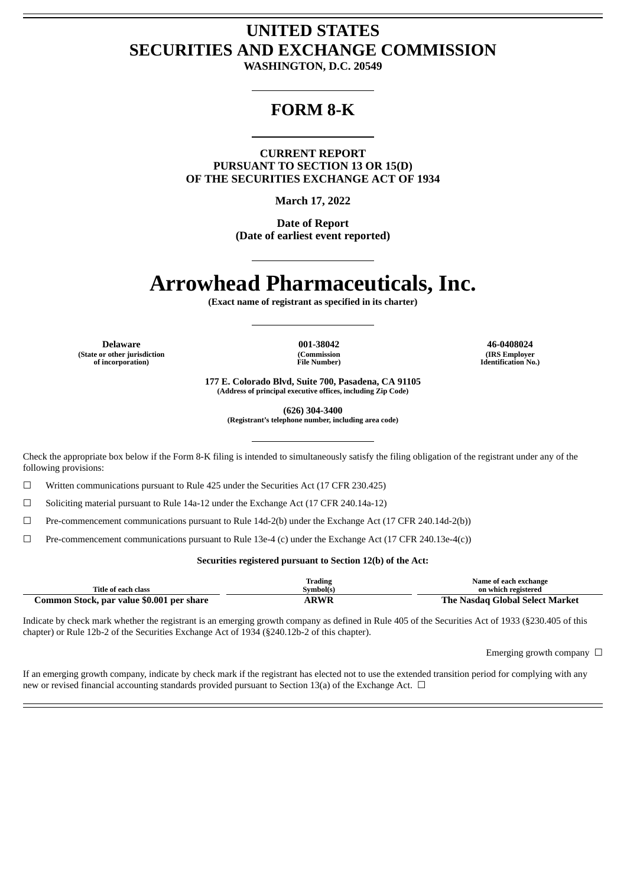# UNITED STATES
# SECURITIES AND EXCHANGE COMMISSION

**WASHINGTON, D.C. 20549**

## FORM 8-K

**CURRENT REPORT**
**PURSUANT TO SECTION 13 OR 15(D)**
**OF THE SECURITIES EXCHANGE ACT OF 1934**

**March 17, 2022**

**Date of Report**
**(Date of earliest event reported)**

# Arrowhead Pharmaceuticals, Inc.

**(Exact name of registrant as specified in its charter)**

| Delaware | 001-38042 | 46-0408024 |
|---|---|---|
| (State or other jurisdiction of incorporation) | (Commission File Number) | (IRS Employer Identification No.) |

**177 E. Colorado Blvd, Suite 700, Pasadena, CA 91105**
**(Address of principal executive offices, including Zip Code)**

**(626) 304-3400**
**(Registrant's telephone number, including area code)**

Check the appropriate box below if the Form 8-K filing is intended to simultaneously satisfy the filing obligation of the registrant under any of the following provisions:

☐ Written communications pursuant to Rule 425 under the Securities Act (17 CFR 230.425)

☐ Soliciting material pursuant to Rule 14a-12 under the Exchange Act (17 CFR 240.14a-12)

☐ Pre-commencement communications pursuant to Rule 14d-2(b) under the Exchange Act (17 CFR 240.14d-2(b))

☐ Pre-commencement communications pursuant to Rule 13e-4 (c) under the Exchange Act (17 CFR 240.13e-4(c))

**Securities registered pursuant to Section 12(b) of the Act:**

| Title of each class | Trading Symbol(s) | Name of each exchange on which registered |
|---|---|---|
| **Common Stock, par value $0.001 per share** | **ARWR** | **The Nasdaq Global Select Market** |

Indicate by check mark whether the registrant is an emerging growth company as defined in Rule 405 of the Securities Act of 1933 (§230.405 of this chapter) or Rule 12b-2 of the Securities Exchange Act of 1934 (§240.12b-2 of this chapter).

Emerging growth company ☐

If an emerging growth company, indicate by check mark if the registrant has elected not to use the extended transition period for complying with any new or revised financial accounting standards provided pursuant to Section 13(a) of the Exchange Act. ☐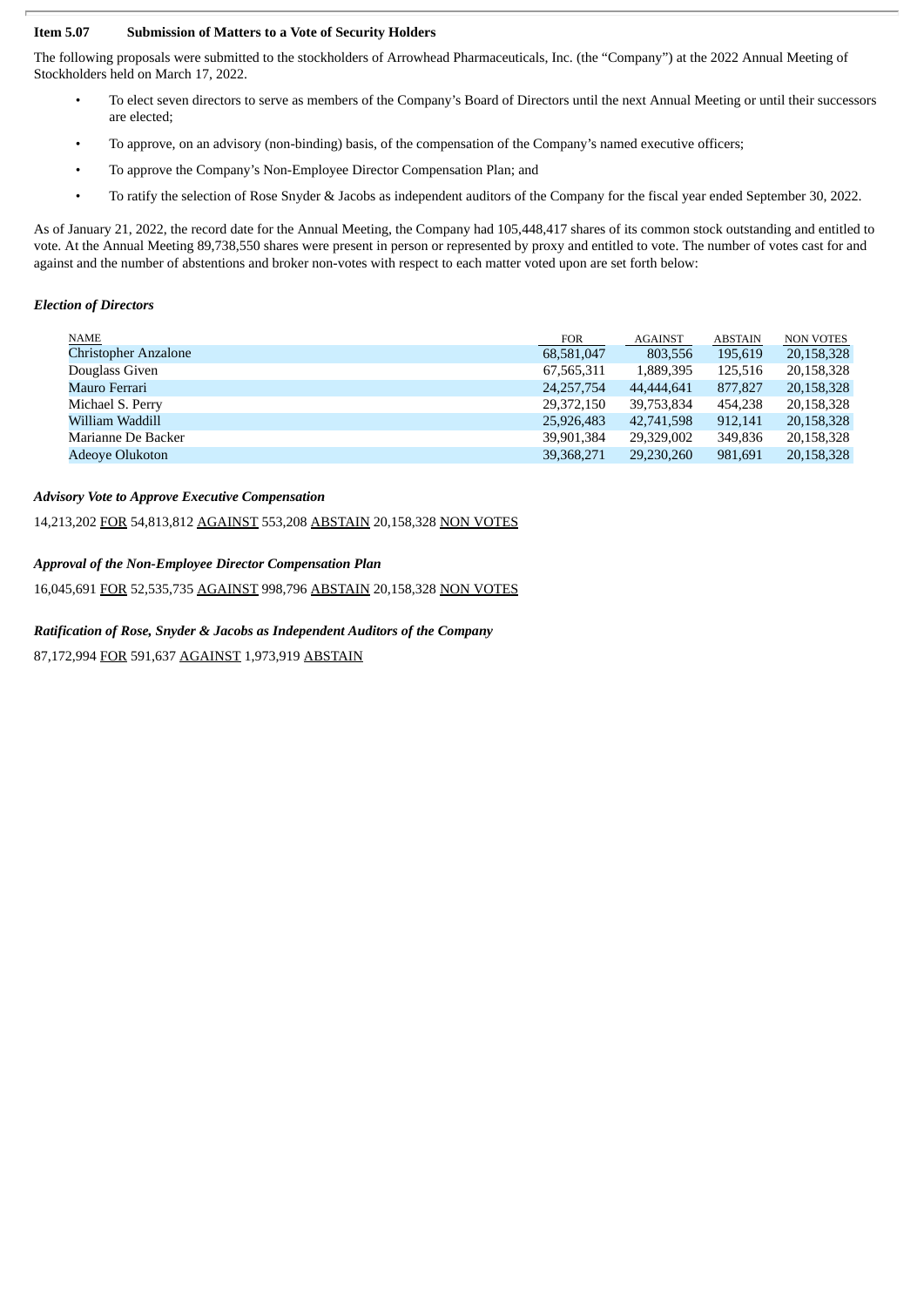**Item 5.07 Submission of Matters to a Vote of Security Holders**

The following proposals were submitted to the stockholders of Arrowhead Pharmaceuticals, Inc. (the "Company") at the 2022 Annual Meeting of Stockholders held on March 17, 2022.

- To elect seven directors to serve as members of the Company's Board of Directors until the next Annual Meeting or until their successors are elected;
- To approve, on an advisory (non-binding) basis, of the compensation of the Company's named executive officers;
- To approve the Company's Non-Employee Director Compensation Plan; and
- To ratify the selection of Rose Snyder & Jacobs as independent auditors of the Company for the fiscal year ended September 30, 2022.

As of January 21, 2022, the record date for the Annual Meeting, the Company had 105,448,417 shares of its common stock outstanding and entitled to vote. At the Annual Meeting 89,738,550 shares were present in person or represented by proxy and entitled to vote. The number of votes cast for and against and the number of abstentions and broker non-votes with respect to each matter voted upon are set forth below:

***Election of Directors***

| NAME | FOR | AGAINST | ABSTAIN | NON VOTES |
|---|---|---|---|---|
| Christopher Anzalone | 68,581,047 | 803,556 | 195,619 | 20,158,328 |
| Douglass Given | 67,565,311 | 1,889,395 | 125,516 | 20,158,328 |
| Mauro Ferrari | 24,257,754 | 44,444,641 | 877,827 | 20,158,328 |
| Michael S. Perry | 29,372,150 | 39,753,834 | 454,238 | 20,158,328 |
| William Waddill | 25,926,483 | 42,741,598 | 912,141 | 20,158,328 |
| Marianne De Backer | 39,901,384 | 29,329,002 | 349,836 | 20,158,328 |
| Adeoye Olukoton | 39,368,271 | 29,230,260 | 981,691 | 20,158,328 |

***Advisory Vote to Approve Executive Compensation***

14,213,202 FOR 54,813,812 AGAINST 553,208 ABSTAIN 20,158,328 NON VOTES

***Approval of the Non-Employee Director Compensation Plan***

16,045,691 FOR 52,535,735 AGAINST 998,796 ABSTAIN 20,158,328 NON VOTES

***Ratification of Rose, Snyder & Jacobs as Independent Auditors of the Company***

87,172,994 FOR 591,637 AGAINST 1,973,919 ABSTAIN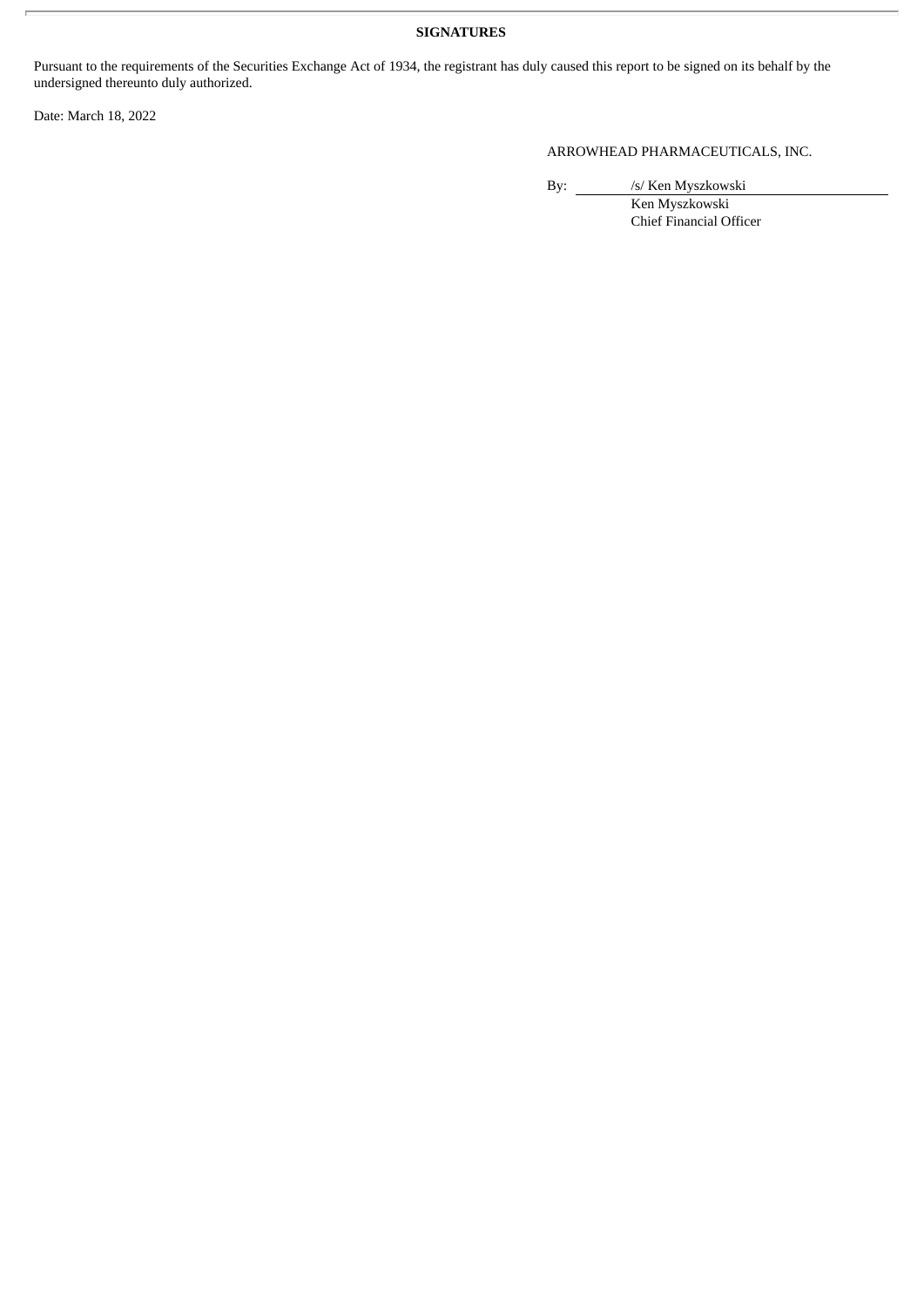**SIGNATURES**

Pursuant to the requirements of the Securities Exchange Act of 1934, the registrant has duly caused this report to be signed on its behalf by the undersigned thereunto duly authorized.

Date: March 18, 2022

ARROWHEAD PHARMACEUTICALS, INC.

By: /s/ Ken Myszkowski
Ken Myszkowski
Chief Financial Officer